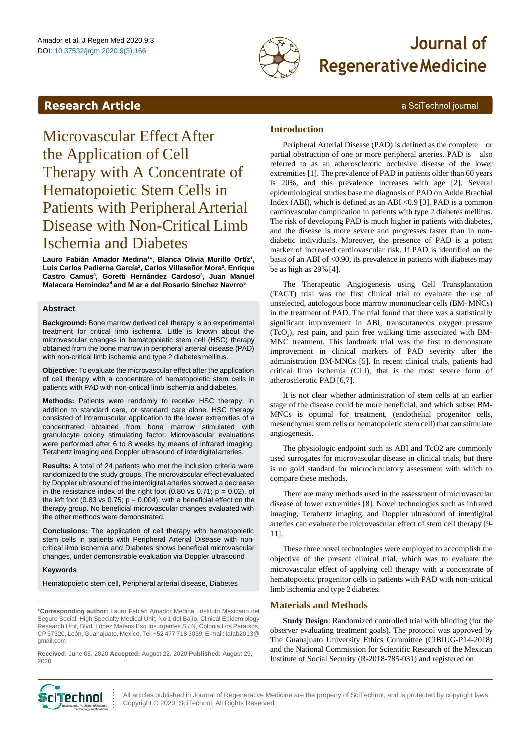Research Article

# Microvascular Effect After the Application of Cell Therapy with A Concentrate of Hematopoietic Stem Cells in Patients with Peripheral Arterial Disease with Non-Critical Limb Ischemia and Diabetes

**Lauro Fabián Amador Medina[1]*, Blanca Olivia Murillo Ortíz[1], Luis Carlos Padierna García[2], Carlos Villaseñor Mora[2], Enrique Castro Camus[3], Goretti Hernández Cardoso[3], Juan Manuel Malacara Hernindez[4] and M ar a del Rosario Sinchez Navrro[5]**

## Abstract

**Background:** Bone marrow derived cell therapy is an experimental treatment for critical limb ischemia. Little is known about the microvascular changes in hematopoietic stem cell (HSC) therapy obtained from the bone marrow in peripheral arterial disease (PAD) with non-critical limb ischemia and type 2 diabetes mellitus.

**Objective:** To evaluate the microvascular effect after the application of cell therapy with a concentrate of hematopoietic stem cells in patients with PAD with non-critical limb ischemia and diabetes.

**Methods:** Patients were randomly to receive HSC therapy, in addition to standard care, or standard care alone. HSC therapy consisted of intramuscular application to the lower extremities of a concentrated obtained from bone marrow stimulated with granulocyte colony stimulating factor. Microvascular evaluations were performed after 6 to 8 weeks by means of infrared imaging, Terahertz imaging and Doppler ultrasound of interdigital arteries.

**Results:** A total of 24 patients who met the inclusion criteria were randomized to the study groups. The microvascular effect evaluated by Doppler ultrasound of the interdigital arteries showed a decrease in the resistance index of the right foot (0.80 vs 0.71; $p = 0.02$), of the left foot (0.83 vs 0.75; $p = 0.004$), with a beneficial effect on the therapy group. No beneficial microvascular changes evaluated with the other methods were demonstrated.

**Conclusions:** The application of cell therapy with hematopoietic stem cells in patients with Peripheral Arterial Disease with non-critical limb ischemia and Diabetes shows beneficial microvascular changes, under demonstrable evaluation via Doppler ultrasound

### Keywords

Hematopoietic stem cell, Peripheral arterial disease, Diabetes

**\*Corresponding author:** Lauro Fabián Amador Medina, Instituto Mexicano del Seguro Social, High Specialty Medical Unit, No 1 del Bajío, Clinical Epidemiology Research Unit, Blvd. López Mateos Esq Insurgentes S / N, Colonia Los Paraísos, CP 37320, León, Guanajuato, Mexico, Tel: +52 477 718 3039; E-mail: lafab2013@gmail.com

**Received:** June 05, 2020 **Accepted:** August 22, 2020 **Published:** August 29, 2020

## Introduction

Peripheral Arterial Disease (PAD) is defined as the complete or partial obstruction of one or more peripheral arteries. PAD is also referred to as an atherosclerotic occlusive disease of the lower extremities [1]. The prevalence of PAD in patients older than 60 years is 20%, and this prevalence increases with age [2]. Several epidemiological studies base the diagnosis of PAD on Ankle Brachial Index (ABI), which is defined as an ABI <0.9 [3]. PAD is a common cardiovascular complication in patients with type 2 diabetes mellitus. The risk of developing PAD is much higher in patients with diabetes, and the disease is more severe and progresses faster than in non-diabetic individuals. Moreover, the presence of PAD is a potent marker of increased cardiovascular risk. If PAD is identified on the basis of an ABI of <0.90, its prevalence in patients with diabetes may be as high as 29% [4].

The Therapeutic Angiogenesis using Cell Transplantation (TACT) trial was the first clinical trial to evaluate the use of unselected, autologous bone marrow mononuclear cells (BM- MNCs) in the treatment of PAD. The trial found that there was a statistically significant improvement in ABI, transcutaneous oxygen pressure ($TcO_2$), rest pain, and pain free walking time associated with BM-MNC treatment. This landmark trial was the first to demonstrate improvement in clinical markers of PAD severity after the administration BM-MNCs [5]. In recent clinical trials, patients had critical limb ischemia (CLI), that is the most severe form of atherosclerotic PAD [6,7].

It is not clear whether administration of stem cells at an earlier stage of the disease could be more beneficial, and which subset BM-MNCs is optimal for treatment, (endothelial progenitor cells, mesenchymal stem cells or hematopoietic stem cell) that can stimulate angiogenesis.

The physiologic endpoint such as ABI and TcO2 are commonly used surrogates for microvascular disease in clinical trials, but there is no gold standard for microcirculatory assessment with which to compare these methods.

There are many methods used in the assessment of microvascular disease of lower extremities [8]. Novel technologies such as infrared imaging, Terahertz imaging, and Doppler ultrasound of interdigital arteries can evaluate the microvascular effect of stem cell therapy [9-11].

These three novel technologies were employed to accomplish the objective of the present clinical trial, which was to evaluate the microvascular effect of applying cell therapy with a concentrate of hematopoietic progenitor cells in patients with PAD with non-critical limb ischemia and type 2 diabetes.

## Materials and Methods

**Study Design**: Randomized controlled trial with blinding (for the observer evaluating treatment goals). The protocol was approved by The Guanajuato University Ethics Committee (CIBIUG-P14-2018) and the National Commission for Scientific Research of the Mexican Institute of Social Security (R-2018-785-031) and registered on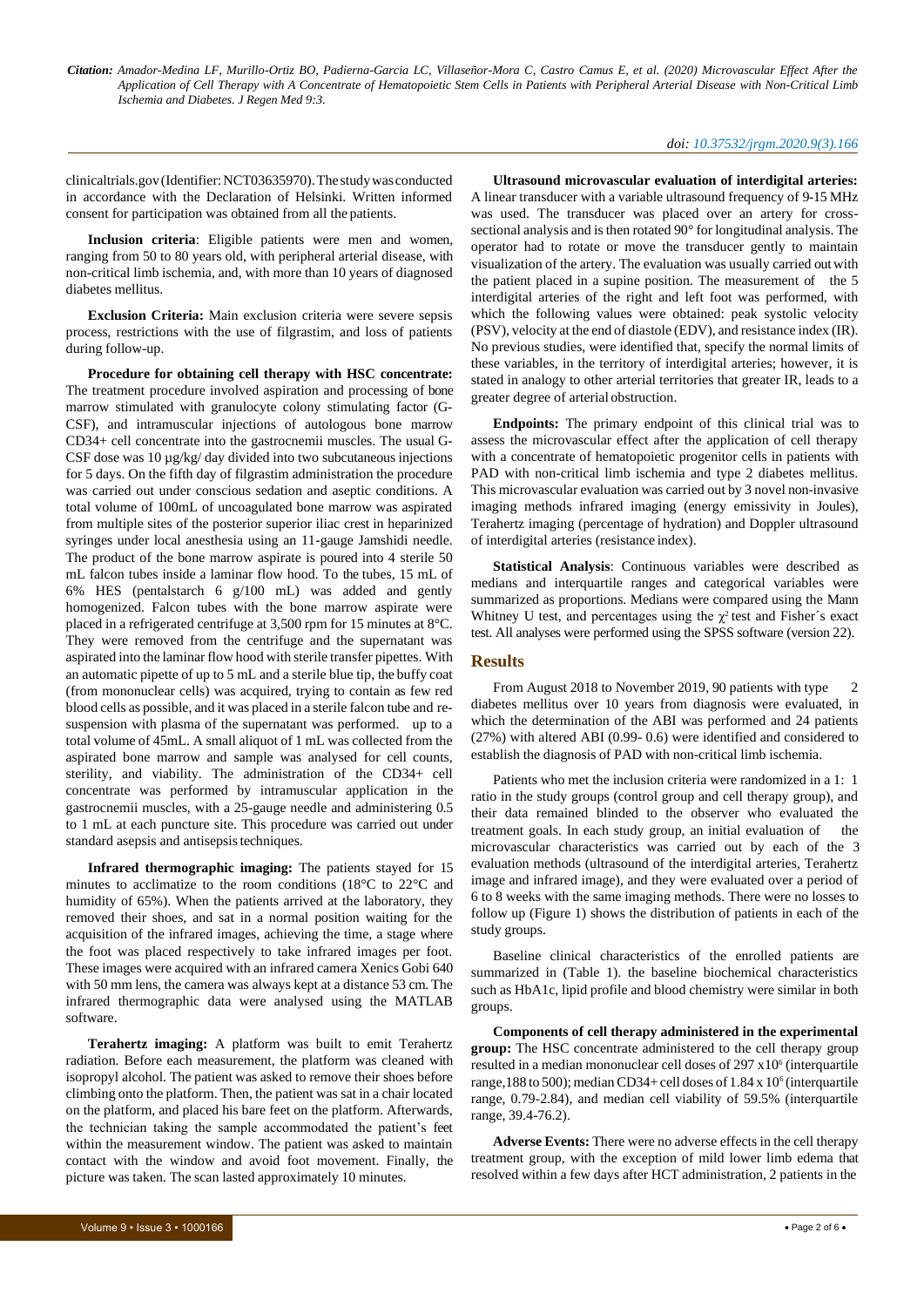clinicaltrials.gov (Identifier: NCT03635970). The study was conducted in accordance with the Declaration of Helsinki. Written informed consent for participation was obtained from all the patients.

**Inclusion criteria**: Eligible patients were men and women, ranging from 50 to 80 years old, with peripheral arterial disease, with non-critical limb ischemia, and, with more than 10 years of diagnosed diabetes mellitus.

**Exclusion Criteria:** Main exclusion criteria were severe sepsis process, restrictions with the use of filgrastim, and loss of patients during follow-up.

**Procedure for obtaining cell therapy with HSC concentrate:** The treatment procedure involved aspiration and processing of bone marrow stimulated with granulocyte colony stimulating factor (G-CSF), and intramuscular injections of autologous bone marrow CD34+ cell concentrate into the gastrocnemii muscles. The usual G-CSF dose was 10 µg/kg/ day divided into two subcutaneous injections for 5 days. On the fifth day of filgrastim administration the procedure was carried out under conscious sedation and aseptic conditions. A total volume of 100mL of uncoagulated bone marrow was aspirated from multiple sites of the posterior superior iliac crest in heparinized syringes under local anesthesia using an 11-gauge Jamshidi needle. The product of the bone marrow aspirate is poured into 4 sterile 50 mL falcon tubes inside a laminar flow hood. To the tubes, 15 mL of 6% HES (pentalstarch 6 g/100 mL) was added and gently homogenized. Falcon tubes with the bone marrow aspirate were placed in a refrigerated centrifuge at 3,500 rpm for 15 minutes at 8°C. They were removed from the centrifuge and the supernatant was aspirated into the laminar flow hood with sterile transfer pipettes. With an automatic pipette of up to 5 mL and a sterile blue tip, the buffy coat (from mononuclear cells) was acquired, trying to contain as few red blood cells as possible, and it was placed in a sterile falcon tube and re-suspension with plasma of the supernatant was performed. up to a total volume of 45mL. A small aliquot of 1 mL was collected from the aspirated bone marrow and sample was analysed for cell counts, sterility, and viability. The administration of the CD34+ cell concentrate was performed by intramuscular application in the gastrocnemii muscles, with a 25-gauge needle and administering 0.5 to 1 mL at each puncture site. This procedure was carried out under standard asepsis and antisepsis techniques.

**Infrared thermographic imaging:** The patients stayed for 15 minutes to acclimatize to the room conditions (18°C to 22°C and humidity of 65%). When the patients arrived at the laboratory, they removed their shoes, and sat in a normal position waiting for the acquisition of the infrared images, achieving the time, a stage where the foot was placed respectively to take infrared images per foot. These images were acquired with an infrared camera Xenics Gobi 640 with 50 mm lens, the camera was always kept at a distance 53 cm. The infrared thermographic data were analysed using the MATLAB software.

**Terahertz imaging:** A platform was built to emit Terahertz radiation. Before each measurement, the platform was cleaned with isopropyl alcohol. The patient was asked to remove their shoes before climbing onto the platform. Then, the patient was sat in a chair located on the platform, and placed his bare feet on the platform. Afterwards, the technician taking the sample accommodated the patient's feet within the measurement window. The patient was asked to maintain contact with the window and avoid foot movement. Finally, the picture was taken. The scan lasted approximately 10 minutes.

**Ultrasound microvascular evaluation of interdigital arteries:** A linear transducer with a variable ultrasound frequency of 9-15 MHz was used. The transducer was placed over an artery for cross-sectional analysis and is then rotated 90° for longitudinal analysis. The operator had to rotate or move the transducer gently to maintain visualization of the artery. The evaluation was usually carried out with the patient placed in a supine position. The measurement of the 5 interdigital arteries of the right and left foot was performed, with which the following values were obtained: peak systolic velocity (PSV), velocity at the end of diastole (EDV), and resistance index (IR). No previous studies, were identified that, specify the normal limits of these variables, in the territory of interdigital arteries; however, it is stated in analogy to other arterial territories that greater IR, leads to a greater degree of arterial obstruction.

**Endpoints:** The primary endpoint of this clinical trial was to assess the microvascular effect after the application of cell therapy with a concentrate of hematopoietic progenitor cells in patients with PAD with non-critical limb ischemia and type 2 diabetes mellitus. This microvascular evaluation was carried out by 3 novel non-invasive imaging methods infrared imaging (energy emissivity in Joules), Terahertz imaging (percentage of hydration) and Doppler ultrasound of interdigital arteries (resistance index).

**Statistical Analysis**: Continuous variables were described as medians and interquartile ranges and categorical variables were summarized as proportions. Medians were compared using the Mann Whitney U test, and percentages using the $\chi^2$ test and Fisher´s exact test. All analyses were performed using the SPSS software (version 22).

## Results

From August 2018 to November 2019, 90 patients with type 2 diabetes mellitus over 10 years from diagnosis were evaluated, in which the determination of the ABI was performed and 24 patients (27%) with altered ABI (0.99- 0.6) were identified and considered to establish the diagnosis of PAD with non-critical limb ischemia.

Patients who met the inclusion criteria were randomized in a 1: 1 ratio in the study groups (control group and cell therapy group), and their data remained blinded to the observer who evaluated the treatment goals. In each study group, an initial evaluation of the microvascular characteristics was carried out by each of the 3 evaluation methods (ultrasound of the interdigital arteries, Terahertz image and infrared image), and they were evaluated over a period of 6 to 8 weeks with the same imaging methods. There were no losses to follow up (Figure 1) shows the distribution of patients in each of the study groups.

Baseline clinical characteristics of the enrolled patients are summarized in (Table 1). the baseline biochemical characteristics such as HbA1c, lipid profile and blood chemistry were similar in both groups.

**Components of cell therapy administered in the experimental group:** The HSC concentrate administered to the cell therapy group resulted in a median mononuclear cell doses of 297 x$10^6$ (interquartile range,188 to 500); median CD34+ cell doses of 1.84 x $10^6$ (interquartile range, 0.79-2.84), and median cell viability of 59.5% (interquartile range, 39.4-76.2).

**Adverse Events:** There were no adverse effects in the cell therapy treatment group, with the exception of mild lower limb edema that resolved within a few days after HCT administration, 2 patients in the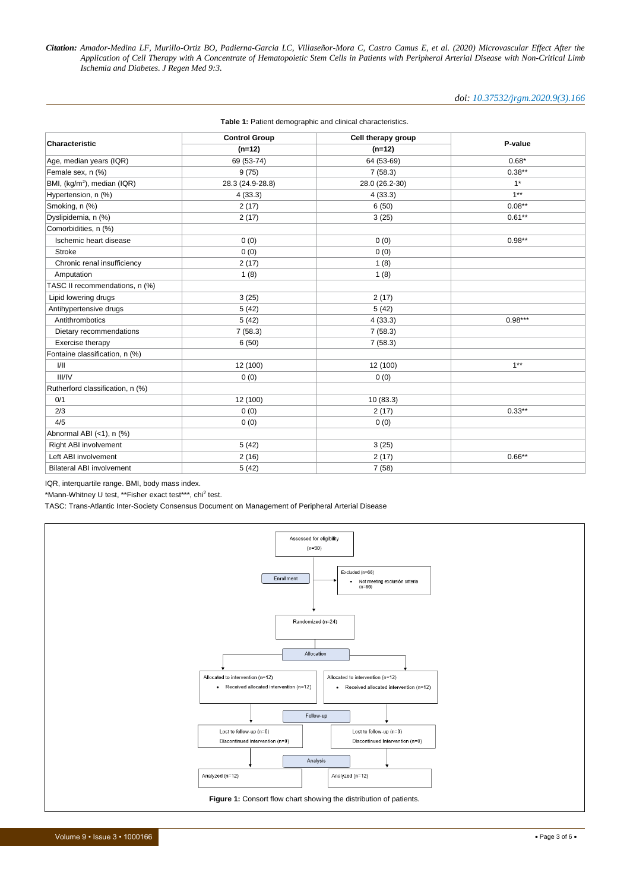**Table 1:** Patient demographic and clinical characteristics.

| Characteristic | Control Group (n=12) | Cell therapy group (n=12) | P-value |
|---|---|---|---|
| Age, median years (IQR) | 69 (53-74) | 64 (53-69) | 0.68* |
| Female sex, n (%) | 9 (75) | 7 (58.3) | 0.38** |
| BMI, (kg/m$^2$), median (IQR) | 28.3 (24.9-28.8) | 28.0 (26.2-30) | 1* |
| Hypertension, n (%) | 4 (33.3) | 4 (33.3) | 1** |
| Smoking, n (%) | 2 (17) | 6 (50) | 0.08** |
| Dyslipidemia, n (%) | 2 (17) | 3 (25) | 0.61** |
| Comorbidities, n (%) | | | |
| Ischemic heart disease | 0 (0) | 0 (0) | 0.98** |
| Stroke | 0 (0) | 0 (0) | |
| Chronic renal insufficiency | 2 (17) | 1 (8) | |
| Amputation | 1 (8) | 1 (8) | |
| TASC II recommendations, n (%) | | | |
| Lipid lowering drugs | 3 (25) | 2 (17) | |
| Antihypertensive drugs | 5 (42) | 5 (42) | |
| Antithrombotics | 5 (42) | 4 (33.3) | 0.98*** |
| Dietary recommendations | 7 (58.3) | 7 (58.3) | |
| Exercise therapy | 6 (50) | 7 (58.3) | |
| Fontaine classification, n (%) | | | |
| I/II | 12 (100) | 12 (100) | 1** |
| III/IV | 0 (0) | 0 (0) | |
| Rutherford classification, n (%) | | | |
| 0/1 | 12 (100) | 10 (83.3) | |
| 2/3 | 0 (0) | 2 (17) | 0.33** |
| 4/5 | 0 (0) | 0 (0) | |
| Abnormal ABI (<1), n (%) | | | |
| Right ABI involvement | 5 (42) | 3 (25) | |
| Left ABI involvement | 2 (16) | 2 (17) | 0.66** |
| Bilateral ABI involvement | 5 (42) | 7 (58) | |

IQR, interquartile range. BMI, body mass index.

*Mann-Whitney U test, **Fisher exact test***, chi$^2$ test.

TASC: Trans-Atlantic Inter-Society Consensus Document on Management of Peripheral Arterial Disease

Assessed for eligibility (n=90)

Enrollment

Excluded (n=66)
- Not meeting exclusion criteria (n=66)

Randomized (n=24)

Allocation

Allocated to intervention (n=12)
- Received allocated intervention (n=12)

Allocated to intervention (n=12)
- Received allocated intervention (n=12)

Follow-up

Lost to follow-up (n=0)
Discontinued intervention (n=0)

Lost to follow-up (n=0)
Discontinued intervention (n=0)

Analysis

Analyzed (n=12)

Analyzed (n=12)

**Figure 1:** Consort flow chart showing the distribution of patients.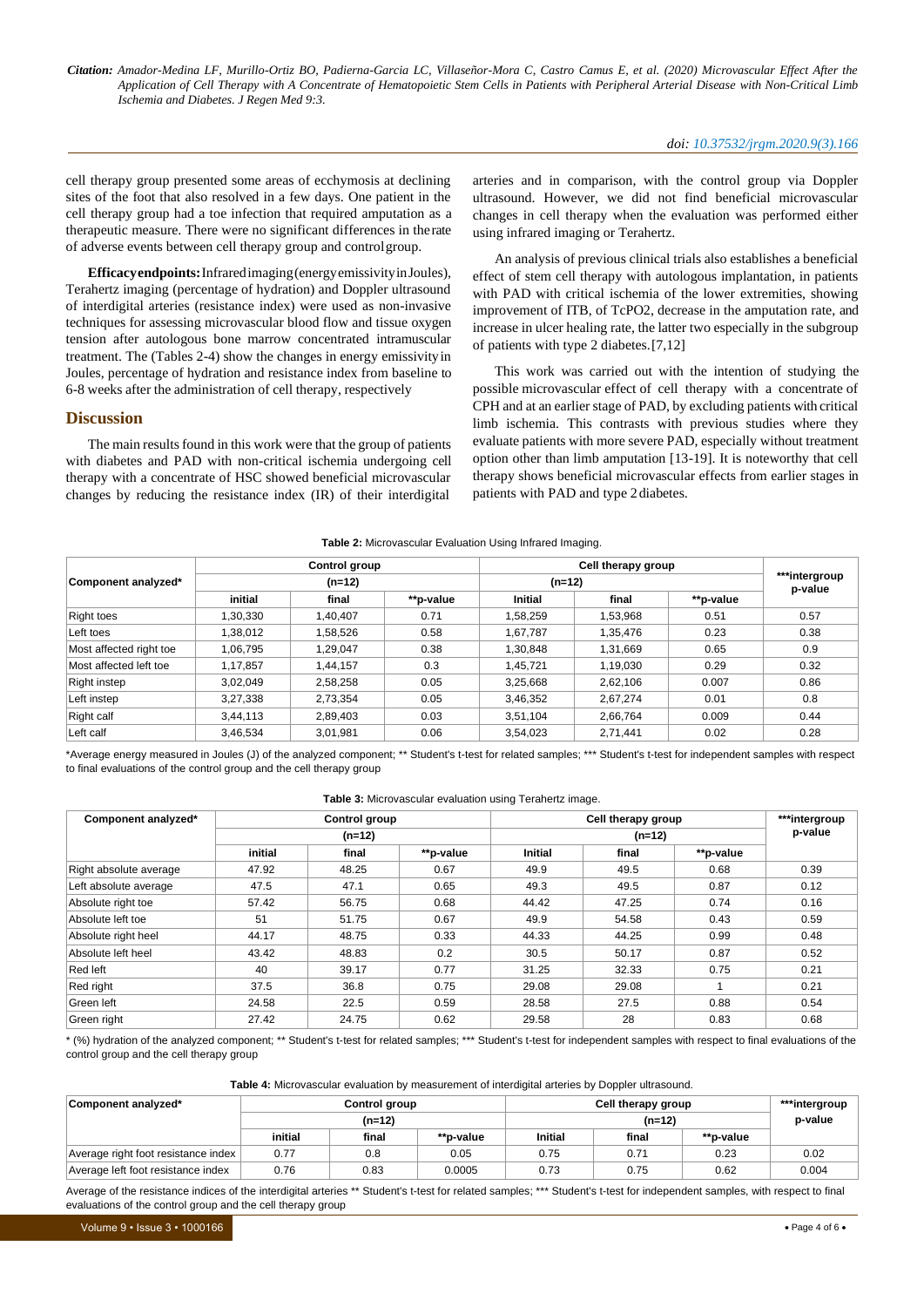cell therapy group presented some areas of ecchymosis at declining sites of the foot that also resolved in a few days. One patient in the cell therapy group had a toe infection that required amputation as a therapeutic measure. There were no significant differences in the rate of adverse events between cell therapy group and control group.

**Efficacy endpoints:** Infrared imaging (energy emissivity in Joules), Terahertz imaging (percentage of hydration) and Doppler ultrasound of interdigital arteries (resistance index) were used as non-invasive techniques for assessing microvascular blood flow and tissue oxygen tension after autologous bone marrow concentrated intramuscular treatment. The (Tables 2-4) show the changes in energy emissivity in Joules, percentage of hydration and resistance index from baseline to 6-8 weeks after the administration of cell therapy, respectively

## Discussion

The main results found in this work were that the group of patients with diabetes and PAD with non-critical ischemia undergoing cell therapy with a concentrate of HSC showed beneficial microvascular changes by reducing the resistance index (IR) of their interdigital arteries and in comparison, with the control group via Doppler ultrasound. However, we did not find beneficial microvascular changes in cell therapy when the evaluation was performed either using infrared imaging or Terahertz.

An analysis of previous clinical trials also establishes a beneficial effect of stem cell therapy with autologous implantation, in patients with PAD with critical ischemia of the lower extremities, showing improvement of ITB, of TcPO2, decrease in the amputation rate, and increase in ulcer healing rate, the latter two especially in the subgroup of patients with type 2 diabetes.[7,12]

This work was carried out with the intention of studying the possible microvascular effect of cell therapy with a concentrate of CPH and at an earlier stage of PAD, by excluding patients with critical limb ischemia. This contrasts with previous studies where they evaluate patients with more severe PAD, especially without treatment option other than limb amputation [13-19]. It is noteworthy that cell therapy shows beneficial microvascular effects from earlier stages in patients with PAD and type 2 diabetes.

**Table 2:** Microvascular Evaluation Using Infrared Imaging.

| Component analyzed* | Control group (n=12) | | | Cell therapy group (n=12) | | | ***intergroup p-value |
|---|---|---|---|---|---|---|---|
| | initial | final | **p-value | Initial | final | **p-value | |
| Right toes | 1,30,330 | 1,40,407 | 0.71 | 1,58,259 | 1,53,968 | 0.51 | 0.57 |
| Left toes | 1,38,012 | 1,58,526 | 0.58 | 1,67,787 | 1,35,476 | 0.23 | 0.38 |
| Most affected right toe | 1,06,795 | 1,29,047 | 0.38 | 1,30,848 | 1,31,669 | 0.65 | 0.9 |
| Most affected left toe | 1,17,857 | 1,44,157 | 0.3 | 1,45,721 | 1,19,030 | 0.29 | 0.32 |
| Right instep | 3,02,049 | 2,58,258 | 0.05 | 3,25,668 | 2,62,106 | 0.007 | 0.86 |
| Left instep | 3,27,338 | 2,73,354 | 0.05 | 3,46,352 | 2,67,274 | 0.01 | 0.8 |
| Right calf | 3,44,113 | 2,89,403 | 0.03 | 3,51,104 | 2,66,764 | 0.009 | 0.44 |
| Left calf | 3,46,534 | 3,01,981 | 0.06 | 3,54,023 | 2,71,441 | 0.02 | 0.28 |

*Average energy measured in Joules (J) of the analyzed component; ** Student's t-test for related samples; *** Student's t-test for independent samples with respect to final evaluations of the control group and the cell therapy group

**Table 3:** Microvascular evaluation using Terahertz image.

| Component analyzed* | Control group (n=12) | | | Cell therapy group (n=12) | | | ***intergroup p-value |
|---|---|---|---|---|---|---|---|
| | initial | final | **p-value | Initial | final | **p-value | |
| Right absolute average | 47.92 | 48.25 | 0.67 | 49.9 | 49.5 | 0.68 | 0.39 |
| Left absolute average | 47.5 | 47.1 | 0.65 | 49.3 | 49.5 | 0.87 | 0.12 |
| Absolute right toe | 57.42 | 56.75 | 0.68 | 44.42 | 47.25 | 0.74 | 0.16 |
| Absolute left toe | 51 | 51.75 | 0.67 | 49.9 | 54.58 | 0.43 | 0.59 |
| Absolute right heel | 44.17 | 48.75 | 0.33 | 44.33 | 44.25 | 0.99 | 0.48 |
| Absolute left heel | 43.42 | 48.83 | 0.2 | 30.5 | 50.17 | 0.87 | 0.52 |
| Red left | 40 | 39.17 | 0.77 | 31.25 | 32.33 | 0.75 | 0.21 |
| Red right | 37.5 | 36.8 | 0.75 | 29.08 | 29.08 | 1 | 0.21 |
| Green left | 24.58 | 22.5 | 0.59 | 28.58 | 27.5 | 0.88 | 0.54 |
| Green right | 27.42 | 24.75 | 0.62 | 29.58 | 28 | 0.83 | 0.68 |

* (%) hydration of the analyzed component; ** Student's t-test for related samples; *** Student's t-test for independent samples with respect to final evaluations of the control group and the cell therapy group

**Table 4:** Microvascular evaluation by measurement of interdigital arteries by Doppler ultrasound.

| Component analyzed* | Control group (n=12) | | | Cell therapy group (n=12) | | | ***intergroup p-value |
|---|---|---|---|---|---|---|---|
| | initial | final | **p-value | Initial | final | **p-value | |
| Average right foot resistance index | 0.77 | 0.8 | 0.05 | 0.75 | 0.71 | 0.23 | 0.02 |
| Average left foot resistance index | 0.76 | 0.83 | 0.0005 | 0.73 | 0.75 | 0.62 | 0.004 |

Average of the resistance indices of the interdigital arteries ** Student's t-test for related samples; *** Student's t-test for independent samples, with respect to final evaluations of the control group and the cell therapy group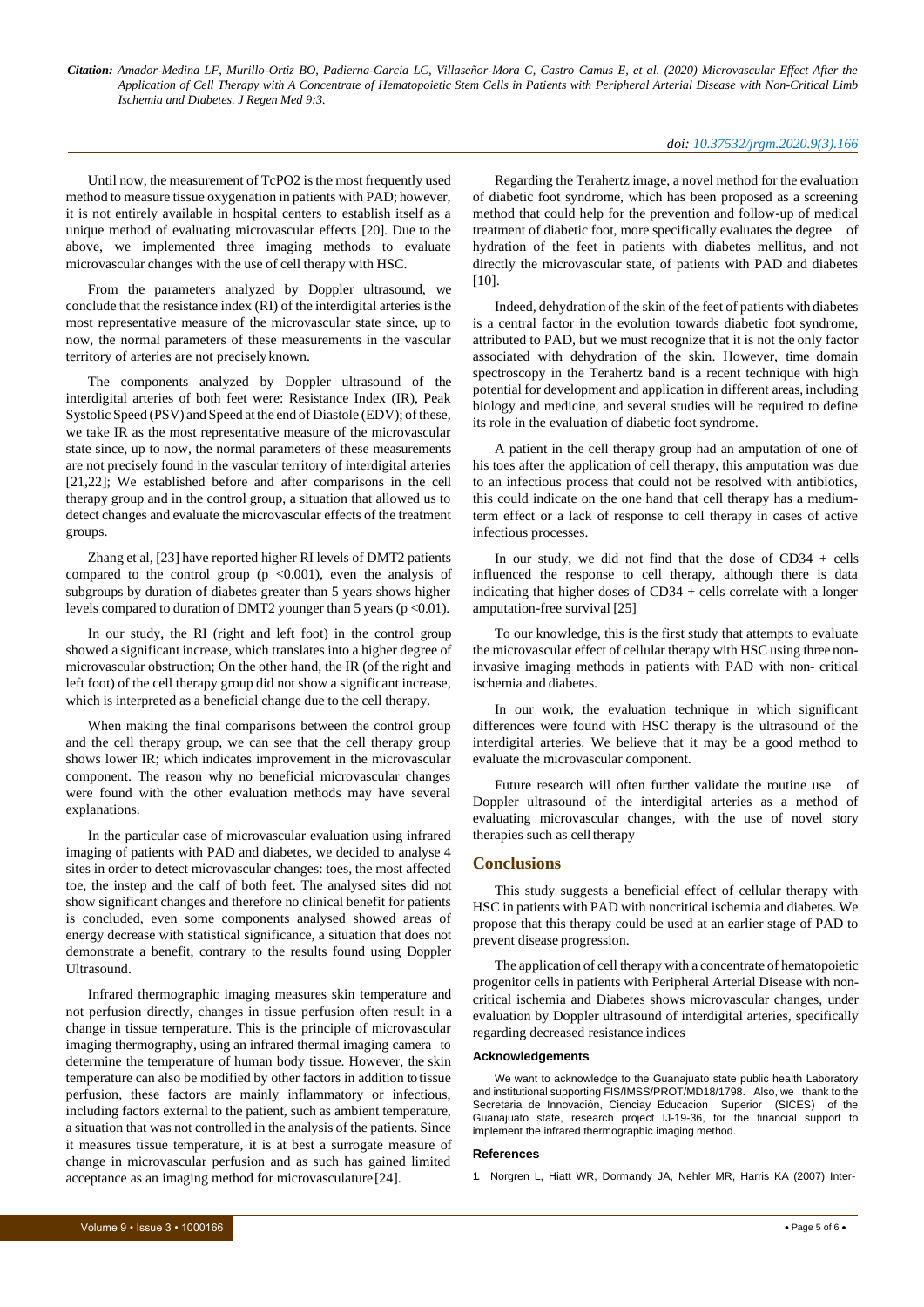Until now, the measurement of TcPO2 is the most frequently used method to measure tissue oxygenation in patients with PAD; however, it is not entirely available in hospital centers to establish itself as a unique method of evaluating microvascular effects [20]. Due to the above, we implemented three imaging methods to evaluate microvascular changes with the use of cell therapy with HSC.

From the parameters analyzed by Doppler ultrasound, we conclude that the resistance index (RI) of the interdigital arteries is the most representative measure of the microvascular state since, up to now, the normal parameters of these measurements in the vascular territory of arteries are not precisely known.

The components analyzed by Doppler ultrasound of the interdigital arteries of both feet were: Resistance Index (IR), Peak Systolic Speed (PSV) and Speed at the end of Diastole (EDV); of these, we take IR as the most representative measure of the microvascular state since, up to now, the normal parameters of these measurements are not precisely found in the vascular territory of interdigital arteries [21,22]; We established before and after comparisons in the cell therapy group and in the control group, a situation that allowed us to detect changes and evaluate the microvascular effects of the treatment groups.

Zhang et al, [23] have reported higher RI levels of DMT2 patients compared to the control group ($p < 0.001$), even the analysis of subgroups by duration of diabetes greater than 5 years shows higher levels compared to duration of DMT2 younger than 5 years ($p < 0.01$).

In our study, the RI (right and left foot) in the control group showed a significant increase, which translates into a higher degree of microvascular obstruction; On the other hand, the IR (of the right and left foot) of the cell therapy group did not show a significant increase, which is interpreted as a beneficial change due to the cell therapy.

When making the final comparisons between the control group and the cell therapy group, we can see that the cell therapy group shows lower IR; which indicates improvement in the microvascular component. The reason why no beneficial microvascular changes were found with the other evaluation methods may have several explanations.

In the particular case of microvascular evaluation using infrared imaging of patients with PAD and diabetes, we decided to analyse 4 sites in order to detect microvascular changes: toes, the most affected toe, the instep and the calf of both feet. The analysed sites did not show significant changes and therefore no clinical benefit for patients is concluded, even some components analysed showed areas of energy decrease with statistical significance, a situation that does not demonstrate a benefit, contrary to the results found using Doppler Ultrasound.

Infrared thermographic imaging measures skin temperature and not perfusion directly, changes in tissue perfusion often result in a change in tissue temperature. This is the principle of microvascular imaging thermography, using an infrared thermal imaging camera to determine the temperature of human body tissue. However, the skin temperature can also be modified by other factors in addition to tissue perfusion, these factors are mainly inflammatory or infectious, including factors external to the patient, such as ambient temperature, a situation that was not controlled in the analysis of the patients. Since it measures tissue temperature, it is at best a surrogate measure of change in microvascular perfusion and as such has gained limited acceptance as an imaging method for microvasculature [24].

Regarding the Terahertz image, a novel method for the evaluation of diabetic foot syndrome, which has been proposed as a screening method that could help for the prevention and follow-up of medical treatment of diabetic foot, more specifically evaluates the degree of hydration of the feet in patients with diabetes mellitus, and not directly the microvascular state, of patients with PAD and diabetes [10].

Indeed, dehydration of the skin of the feet of patients with diabetes is a central factor in the evolution towards diabetic foot syndrome, attributed to PAD, but we must recognize that it is not the only factor associated with dehydration of the skin. However, time domain spectroscopy in the Terahertz band is a recent technique with high potential for development and application in different areas, including biology and medicine, and several studies will be required to define its role in the evaluation of diabetic foot syndrome.

A patient in the cell therapy group had an amputation of one of his toes after the application of cell therapy, this amputation was due to an infectious process that could not be resolved with antibiotics, this could indicate on the one hand that cell therapy has a medium-term effect or a lack of response to cell therapy in cases of active infectious processes.

In our study, we did not find that the dose of CD34 + cells influenced the response to cell therapy, although there is data indicating that higher doses of CD34 + cells correlate with a longer amputation-free survival [25]

To our knowledge, this is the first study that attempts to evaluate the microvascular effect of cellular therapy with HSC using three non-invasive imaging methods in patients with PAD with non- critical ischemia and diabetes.

In our work, the evaluation technique in which significant differences were found with HSC therapy is the ultrasound of the interdigital arteries. We believe that it may be a good method to evaluate the microvascular component.

Future research will often further validate the routine use of Doppler ultrasound of the interdigital arteries as a method of evaluating microvascular changes, with the use of novel story therapies such as cell therapy

## Conclusions

This study suggests a beneficial effect of cellular therapy with HSC in patients with PAD with noncritical ischemia and diabetes. We propose that this therapy could be used at an earlier stage of PAD to prevent disease progression.

The application of cell therapy with a concentrate of hematopoietic progenitor cells in patients with Peripheral Arterial Disease with non-critical ischemia and Diabetes shows microvascular changes, under evaluation by Doppler ultrasound of interdigital arteries, specifically regarding decreased resistance indices

### Acknowledgements

We want to acknowledge to the Guanajuato state public health Laboratory and institutional supporting FIS/IMSS/PROT/MD18/1798. Also, we thank to the Secretaria de Innovación, Cienciay Educacion Superior (SICES) of the Guanajuato state, research project IJ-19-36, for the financial support to implement the infrared thermographic imaging method.

### References

1. Norgren L, Hiatt WR, Dormandy JA, Nehler MR, Harris KA (2007) Inter-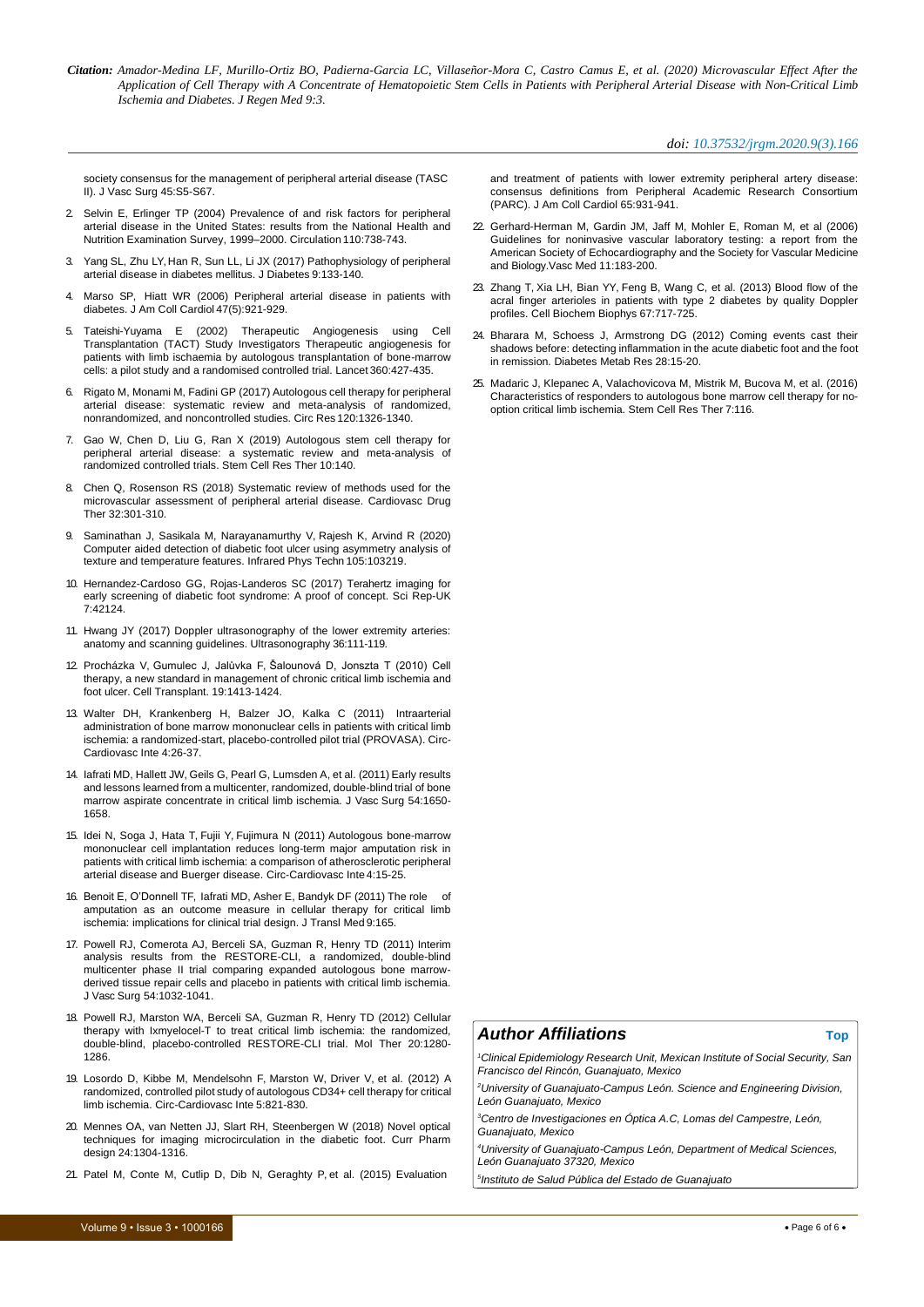society consensus for the management of peripheral arterial disease (TASC II). J Vasc Surg 45:S5-S67.

2. Selvin E, Erlinger TP (2004) Prevalence of and risk factors for peripheral arterial disease in the United States: results from the National Health and Nutrition Examination Survey, 1999–2000. Circulation 110:738-743.
3. Yang SL, Zhu LY, Han R, Sun LL, Li JX (2017) Pathophysiology of peripheral arterial disease in diabetes mellitus. J Diabetes 9:133-140.
4. Marso SP, Hiatt WR (2006) Peripheral arterial disease in patients with diabetes. J Am Coll Cardiol 47(5):921-929.
5. Tateishi-Yuyama E (2002) Therapeutic Angiogenesis using Cell Transplantation (TACT) Study Investigators Therapeutic angiogenesis for patients with limb ischaemia by autologous transplantation of bone-marrow cells: a pilot study and a randomised controlled trial. Lancet 360:427-435.
6. Rigato M, Monami M, Fadini GP (2017) Autologous cell therapy for peripheral arterial disease: systematic review and meta-analysis of randomized, nonrandomized, and noncontrolled studies. Circ Res 120:1326-1340.
7. Gao W, Chen D, Liu G, Ran X (2019) Autologous stem cell therapy for peripheral arterial disease: a systematic review and meta-analysis of randomized controlled trials. Stem Cell Res Ther 10:140.
8. Chen Q, Rosenson RS (2018) Systematic review of methods used for the microvascular assessment of peripheral arterial disease. Cardiovasc Drug Ther 32:301-310.
9. Saminathan J, Sasikala M, Narayanamurthy V, Rajesh K, Arvind R (2020) Computer aided detection of diabetic foot ulcer using asymmetry analysis of texture and temperature features. Infrared Phys Techn 105:103219.
10. Hernandez-Cardoso GG, Rojas-Landeros SC (2017) Terahertz imaging for early screening of diabetic foot syndrome: A proof of concept. Sci Rep-UK 7:42124.
11. Hwang JY (2017) Doppler ultrasonography of the lower extremity arteries: anatomy and scanning guidelines. Ultrasonography 36:111-119.
12. Procházka V, Gumulec J, Jalůvka F, Šalounová D, Jonszta T (2010) Cell therapy, a new standard in management of chronic critical limb ischemia and foot ulcer. Cell Transplant. 19:1413-1424.
13. Walter DH, Krankenberg H, Balzer JO, Kalka C (2011) Intraarterial administration of bone marrow mononuclear cells in patients with critical limb ischemia: a randomized-start, placebo-controlled pilot trial (PROVASA). Circ-Cardiovasc Inte 4:26-37.
14. Iafrati MD, Hallett JW, Geils G, Pearl G, Lumsden A, et al. (2011) Early results and lessons learned from a multicenter, randomized, double-blind trial of bone marrow aspirate concentrate in critical limb ischemia. J Vasc Surg 54:1650-1658.
15. Idei N, Soga J, Hata T, Fujii Y, Fujimura N (2011) Autologous bone-marrow mononuclear cell implantation reduces long-term major amputation risk in patients with critical limb ischemia: a comparison of atherosclerotic peripheral arterial disease and Buerger disease. Circ-Cardiovasc Inte 4:15-25.
16. Benoit E, O'Donnell TF, Iafrati MD, Asher E, Bandyk DF (2011) The role of amputation as an outcome measure in cellular therapy for critical limb ischemia: implications for clinical trial design. J Transl Med 9:165.
17. Powell RJ, Comerota AJ, Berceli SA, Guzman R, Henry TD (2011) Interim analysis results from the RESTORE-CLI, a randomized, double-blind multicenter phase II trial comparing expanded autologous bone marrow-derived tissue repair cells and placebo in patients with critical limb ischemia. J Vasc Surg 54:1032-1041.
18. Powell RJ, Marston WA, Berceli SA, Guzman R, Henry TD (2012) Cellular therapy with Ixmyelocel-T to treat critical limb ischemia: the randomized, double-blind, placebo-controlled RESTORE-CLI trial. Mol Ther 20:1280-1286.
19. Losordo D, Kibbe M, Mendelsohn F, Marston W, Driver V, et al. (2012) A randomized, controlled pilot study of autologous CD34+ cell therapy for critical limb ischemia. Circ-Cardiovasc Inte 5:821-830.
20. Mennes OA, van Netten JJ, Slart RH, Steenbergen W (2018) Novel optical techniques for imaging microcirculation in the diabetic foot. Curr Pharm design 24:1304-1316.
21. Patel M, Conte M, Cutlip D, Dib N, Geraghty P, et al. (2015) Evaluation and treatment of patients with lower extremity peripheral artery disease: consensus definitions from Peripheral Academic Research Consortium (PARC). J Am Coll Cardiol 65:931-941.
22. Gerhard-Herman M, Gardin JM, Jaff M, Mohler E, Roman M, et al (2006) Guidelines for noninvasive vascular laboratory testing: a report from the American Society of Echocardiography and the Society for Vascular Medicine and Biology.Vasc Med 11:183-200.
23. Zhang T, Xia LH, Bian YY, Feng B, Wang C, et al. (2013) Blood flow of the acral finger arterioles in patients with type 2 diabetes by quality Doppler profiles. Cell Biochem Biophys 67:717-725.
24. Bharara M, Schoess J, Armstrong DG (2012) Coming events cast their shadows before: detecting inflammation in the acute diabetic foot and the foot in remission. Diabetes Metab Res 28:15-20.
25. Madaric J, Klepanec A, Valachovicova M, Mistrik M, Bucova M, et al. (2016) Characteristics of responders to autologous bone marrow cell therapy for no-option critical limb ischemia. Stem Cell Res Ther 7:116.

## *Author Affiliations*

[1]*Clinical Epidemiology Research Unit, Mexican Institute of Social Security, San Francisco del Rincón, Guanajuato, Mexico*

[2]*University of Guanajuato-Campus León. Science and Engineering Division, León Guanajuato, Mexico*

[3]*Centro de Investigaciones en Óptica A.C, Lomas del Campestre, León, Guanajuato, Mexico*

[4]*University of Guanajuato-Campus León, Department of Medical Sciences, León Guanajuato 37320, Mexico*

[5]*Instituto de Salud Pública del Estado de Guanajuato*